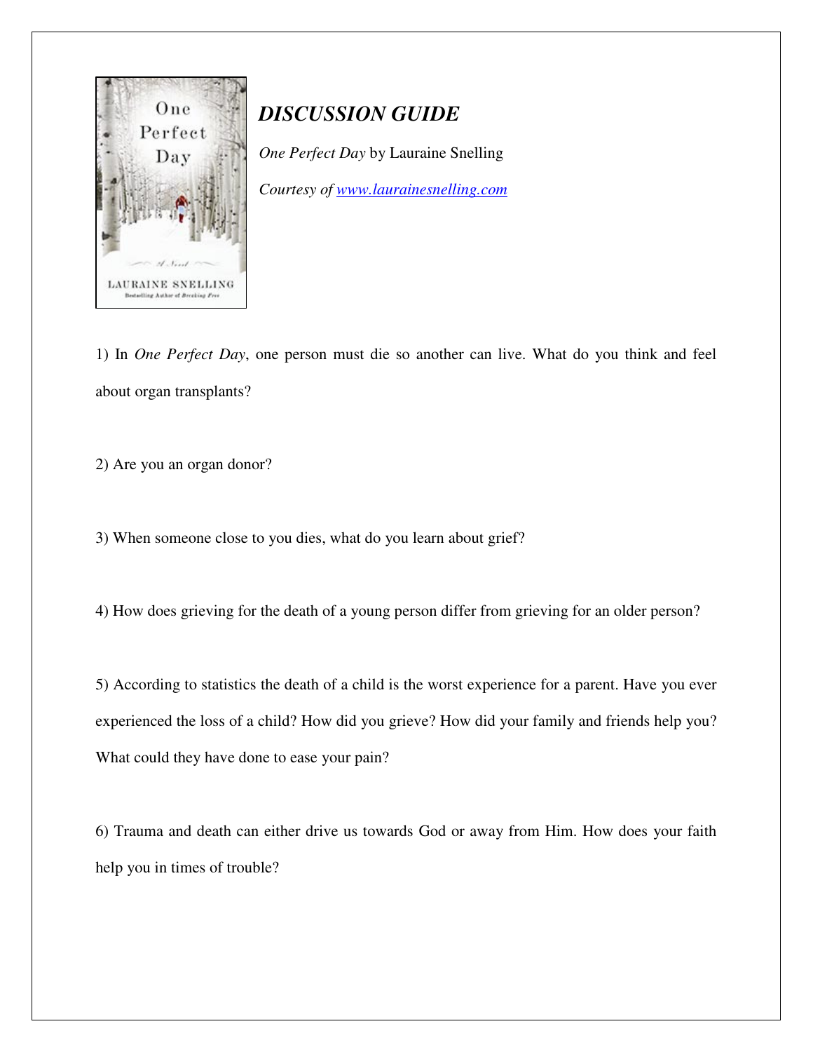## *DISCUSSION GUIDE*

*One Perfect Day* by Lauraine Snelling

*Courtesy of [www.laurainesnelling.com](http://www.laurainesnelling.com)*

1) In *One Perfect Day*, one person must die so another can live. What do you think and feel about organ transplants?

2) Are you an organ donor?

3) When someone close to you dies, what do you learn about grief?

4) How does grieving for the death of a young person differ from grieving for an older person?

5) According to statistics the death of a child is the worst experience for a parent. Have you ever experienced the loss of a child? How did you grieve? How did your family and friends help you? What could they have done to ease your pain?

6) Trauma and death can either drive us towards God or away from Him. How does your faith help you in times of trouble?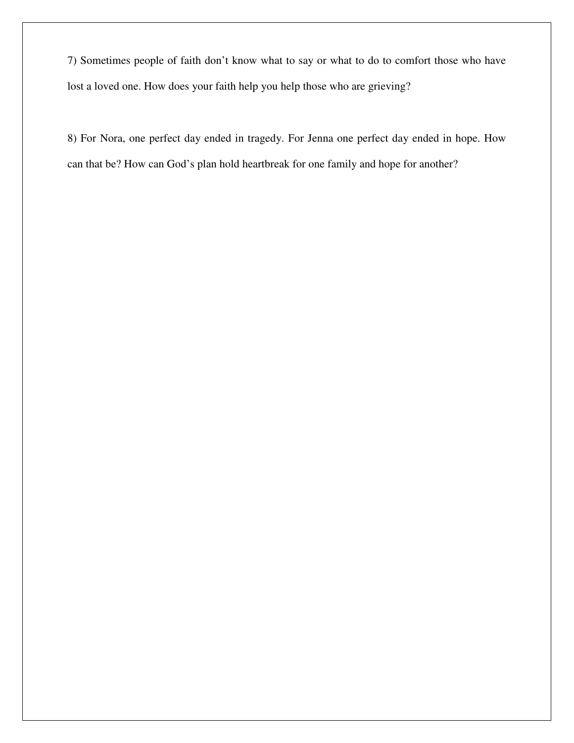7) Sometimes people of faith don’t know what to say or what to do to comfort those who have lost a loved one. How does your faith help you help those who are grieving?

8) For Nora, one perfect day ended in tragedy. For Jenna one perfect day ended in hope. How can that be? How can God’s plan hold heartbreak for one family and hope for another?